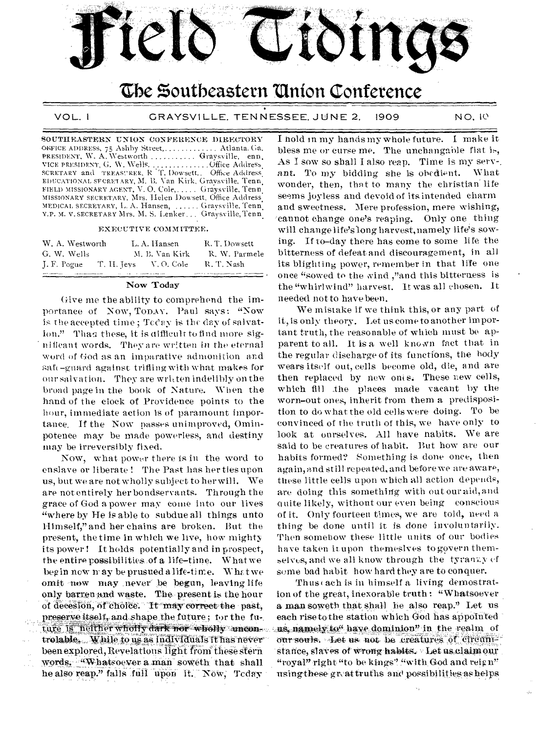# Field Tidings

## The Southeastern Union Conference

VOL. I GRAYSVILLE, TENNESSEE, JUNE 2, 1909 NO. 10

SOUTHEASTERN UNION CONFERENCE DIRECTORY

OFFICE ADDRESS, 75 Ashby Street, ............. Atlanta, Ga.
PRESIDENT, W. A. Westworth ........... Graysville, Tenn.
VICE PRESIDENT, G. W. Wells. ............. Office Address.
SECRETARY and TREASURER, R. T. Dowsett.. Office Address.
EDUCATIONAL SECRETARY, M. B. Van Kirk, Graysville, Tenn.
FIELD MISSIONARY AGENT, V. O. Cole, ..... Graysville, Tenn.
MISSIONARY SECRETARY, Mrs. Helen Dowsett, Office Address.
MEDICAL SECRETARY, L. A. Hansen, ...... Graysville, Tenn.
Y.P. M. V. SECRETARY Mrs. M. S. Lenker... Graysville, Tenn.

EXECUTIVE COMMITTEE.

| | | |
|---|---|---|
| W. A. Westworth | L. A. Hansen | R. T. Dowsett |
| G. W. Wells | M. B. Van Kirk | R. W. Parmele |
| J. F. Pogue | T. H. Jeys | V. O. Cole |
| | | R. T. Nash |

### Now Today

Give me the ability to comprehend the importance of Now, TODAY. Paul says: "Now is the accepted time; Today is the day of salvation." Than these, it is difficult to find more significant words. They are written in the eternal word of God as an imparative admonition and safe-guard against trifling with what makes for our salvation. They are written indelibly on the broad page in the book of Nature. When the hand of the clock of Providence points to the hour, immediate action is of paramount importance. If the Now passes unimproved, Ominpotence may be made powerless, and destiny may be irreversibly fixed.

Now, what power there is in the word to enslave or liberate! The Past has her ties upon us, but we are not wholly subject to her will. We are not entirely her bondservants. Through the grace of God a power may come into our lives "where by He is able to subdue all things unto Himself," and her chains are broken. But the present, the time in which we live, how mighty its power! It holds potentially and in prospect, the entire possibilities of a life-time. What we begin now may be prusued a life-time. What we omit now may never be begun, leaving life only barren and waste. The present is the hour of decesion, of choice. It may correct the past, preserve itself, and shape the future; for the future is neither wholly dark nor wholly uncontrolable. While to us as individuals it has never been explored, Revelations light from these stern words, "Whatsoever a man soweth that shall he also reap." falls full upon it. Now, Today I hold in my hands my whole future. I make it bless me or curse me. The unchangable fiat is, As I sow so shall I also reap. Time is my servant. To my bidding she is obedient. What wonder, then, that to many the christian life seems joyless and devoid of its intended charm and sweetness. Mere profession, mere wishing, cannot change one's reaping. Only one thing will change life's long harvest, namely life's sowing. If to-day there has come to some life the bitterness of defeat and discouragement, in all its blighting power, remember in that life one once "sowed to the wind," and this bitterness is the "whirlwind" harvest. It was all chosen. It needed not to have been.

We mistake if we think this, or any part of it, is only theory. Let us come to another important truth, the reasonable of which must be apparent to all. It is a well known fact that in the regular discharge of its functions, the body wears itself out, cells become old, die, and are then replaced by new ones. These new cells, which fill the places made vacant by the worn-out ones, inherit from them a predisposition to do what the old cells were doing. To be convinced of the truth of this, we have only to look at ourselves. All have habits. We are said to be creatures of habit. But how are our habits formed? Something is done once, then again, and still repeated, and before we are aware, these little cells upon which all action depends, are doing this something with out our aid, and quite likely, without our even being conscious of it. Only fourteen times, we are told, need a thing be done until it is done involuntarily. Then somehow these little units of our bodies have taken it upon themeslves to govern themselves, and we all know through the tyranny of some bad habit how hard they are to conquer.

Thus each is in himself a living demonstration of the great, inexorable truth: "Whatsoever a man soweth that shall he also reap." Let us each rise to the station which God has appointed us, namely to "have dominion" in the realm of our souls. Let us not be creatures of circumstance, slaves of wrong habits. Let us claim our "royal" right "to be kings" "with God and reign" using these great truths and possibilities as helps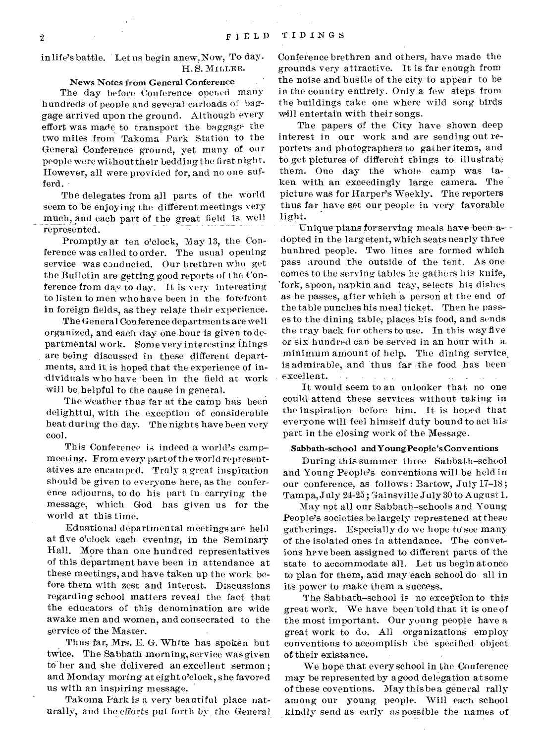in life's battle. Let us begin anew, Now, To-day.

H. S. MILLER.

### News Notes from General Conference

The day before Conference opened many hundreds of people and several carloads of baggage arrived upon the ground. Although every effort was made to transport the baggage the two miles from Takoma Park Station to the General Conference ground, yet many of our people were without their bedding the first night. However, all were provided for, and no one sufferd.

The delegates from all parts of the world seem to be enjoying the different meetings very much, and each part of the great field is well represented.

Promptly at ten o'clock, May 13, the Conference was called to order. The usual opening service was conducted. Our brethren who get the Bulletin are getting good reports of the Conference from day to day. It is very interesting to listen to men who have been in the forefront in foreign fields, as they relate their experience.

The General Conference departments are well organized, and each day one hour is given to departmental work. Some very interesting things are being discussed in these different departments, and it is hoped that the experience of individuals who have been in the field at work will be helpful to the cause in general.

The weather thus far at the camp has been delightful, with the exception of considerable heat during the day. The nights have been very cool.

This Conference is indeed a world's campmeeting. From every part of the world representatives are encamped. Truly a great inspiration should be given to everyone here, as the conference adjourns, to do his part in carrying the message, which God has given us for the world at this time.

Eduational departmental meetings are held at five o'clock each evening, in the Seminary Hall. More than one hundred representatives of this department have been in attendance at these meetings, and have taken up the work before them with zest and interest. Discussions regarding school matters reveal the fact that the educators of this denomination are wide awake men and women, and consecrated to the service of the Master.

Thus far, Mrs. E. G. White has spoken but twice. The Sabbath morning service was given to her and she delivered an excellent sermon; and Monday moring at eight o'clock, she favored us with an inspiring message.

Takoma Park is a very beautiful place naturally, and the efforts put forth by the General Conference brethren and others, have made the grounds very attractive. It is far enough from the noise and bustle of the city to appear to be in the country entirely. Only a few steps from the buildings take one where wild song birds will entertain with their songs.

The papers of the City have shown deep interest in our work and are sending out reporters and photographers to gather items, and to get pictures of different things to illustrate them. One day the whole camp was taken with an exceedingly large camera. The picture was for Harper's Weekly. The reporters thus far have set our people in very favorable light.

Unique plans for serving meals have been adopted in the large tent, which seats nearly three hunhred people. Two lines are formed which pass around the outside of the tent. As one comes to the serving tables he gathers his knife, fork, spoon, napkin and tray, selects his dishes as he passes, after which a person at the end of the table punches his meal ticket. Then he passes to the dining table, places his food, and sends the tray back for others to use. In this way five or six hundred can be served in an hour with a minimum amount of help. The dining service is admirable, and thus far the food has been excellent.

It would seem to an onlooker that no one could attend these services without taking in the inspiration before him. It is hoped that everyone will feel himself duty bound to act his part in the closing work of the Message.

### Sabbath-school and Young People's Conventions

During this summer three Sabbath-school and Young People's conventions will be held in our conference, as follows: Bartow, July 17-18; Tampa, July 24-25; Gainsville July 30 to August 1.

May not all our Sabbath-schools and Young People's societies be largely represtened at these gatherings. Especially do we hope to see many of the isolated ones in attendance. The convetions have been assigned to different parts of the state to accommodate all. Let us begin at once to plan for them, and may each school do all in its power to make them a success.

The Sabbath-school is no exception to this great work. We have been told that it is one of the most important. Our young people have a great work to do. All organizations employ conventions to accomplish the specified object of their existance.

We hope that every school in the Conference may be represented by a good delegation at some of these coventions. May this be a general rally among our young people. Will each school kindly send as early as possible the names of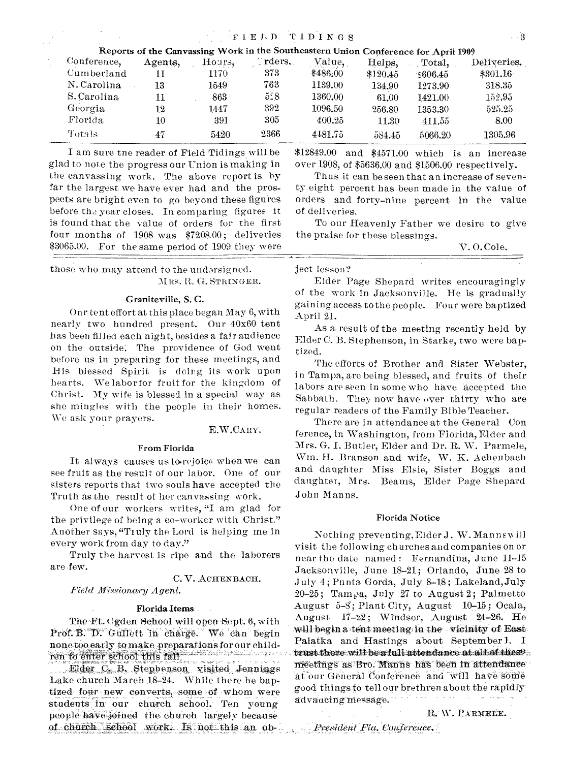### Reports of the Canvassing Work in the Southeastern Union Conference for April 1909

| Conference, | Agents, | Hours, | Orders, | Value, | Helps, | Total, | Deliveries. |
|---|---|---|---|---|---|---|---|
| Cumberland | 11 | 1170 | 373 | $486.00 | $120.45 | $606.45 | $301.16 |
| N. Carolina | 13 | 1549 | 763 | 1139.00 | 134.90 | 1273.90 | 318.35 |
| S. Carolina | 11 | 863 | 518 | 1360.00 | 61.00 | 1421.00 | 152.95 |
| Georgia | 12 | 1447 | 392 | 1096.50 | 256.80 | 1353.30 | 525.25 |
| Florida | 10 | 391 | 305 | 400.25 | 11.30 | 411.55 | 8.00 |
| Totals | 47 | 5420 | 2366 | 4481.75 | 584.45 | 5066.20 | 1305.96 |

I am sure the reader of Field Tidings will be glad to note the progress our Union is making in the canvassing work. The above report is by far the largest we have ever had and the prospects are bright even to go beyond these figures before the year closes. In comparing figures it is found that the value of orders for the first four months of 1908 was $7208.00; deliveries $3065.00. For the same period of 1909 they were $12849.00 and $4571.00 which is an increase over 1908, of $5636.00 and $1506.00 respectively.

Thus it can be seen that an increase of seventy eight percent has been made in the value of orders and forty-nine percent in the value of deliveries.

To our Heavenly Father we desire to give the praise for these blessings.

V. O. Cole.

---

those who may attend to the undersigned.

MRS. R. G. STRINGER.

#### Graniteville, S. C.

Our tent effort at this place began May 6, with nearly two hundred present. Our 40x60 tent has been filled each night, besides a fair audience on the outside. The providence of God went before us in preparing for these meetings, and His blessed Spirit is doing its work upon hearts. We labor for fruit for the kingdom of Christ. My wife is blessed in a special way as she mingles with the people in their homes. We ask your prayers.

E. W. CARY.

#### From Florida

It always causes us to rejoice when we can see fruit as the result of our labor. One of our sisters reports that two souls have accepted the Truth as the result of her canvassing work.

One of our workers writes, "I am glad for the privilege of being a co-worker with Christ." Another says, "Truly the Lord is helping me in every work from day to day."

Truly the harvest is ripe and the laborers are few.

C. V. ACHENBACH.

*Field Missionary Agent.*

#### Florida Items

The Ft. Ogden School will open Sept. 6, with Prof. B. D. Gullett in charge. We can begin none too early to make preparations for our children to enter school this fall.

Elder C. B. Stephenson visited Jennings Lake church March 18–24. While there he baptized four new converts, some of whom were students in our church school. Ten young people have joined the church largely because of church school work. Is not this an object lesson?

Elder Page Shepard writes encouragingly of the work in Jacksonville. He is gradually gaining access to the people. Four were baptized April 21.

As a result of the meeting recently held by Elder C. B. Stephenson, in Starke, two were baptized.

The efforts of Brother and Sister Webster, in Tampa, are being blessed, and fruits of their labors are seen in some who have accepted the Sabbath. They now have over thirty who are regular readers of the Family Bible Teacher.

There are in attendance at the General Conference, in Washington, from Florida, Elder and Mrs. G. I. Butler, Elder and Dr. R. W. Parmele, Wm. H. Branson and wife, W. K. Achenbach and daughter Miss Elsie, Sister Boggs and daughter, Mrs. Beams, Elder Page Shepard John Manns.

#### Florida Notice

Nothing preventing, Elder J. W. Manns will visit the following churches and companies on or near the date named: Fernandina, June 11–15 Jacksonville, June 18–21; Orlando, June 28 to July 4; Punta Gorda, July 8–18; Lakeland, July 20–25; Tampa, July 27 to August 2; Palmetto August 5–8; Plant City, August 10–15; Ocala, August 17–22; Windsor, August 24–26. He will begin a tent meeting in the vicinity of East Palatka and Hastings about September 1. I trust there will be a full attendance at all of these meetings as Bro. Manns has been in attendance at our General Conference and will have some good things to tell our brethren about the rapidly advancing message.

R. W. PARMELE.

*President Fla. Conference.*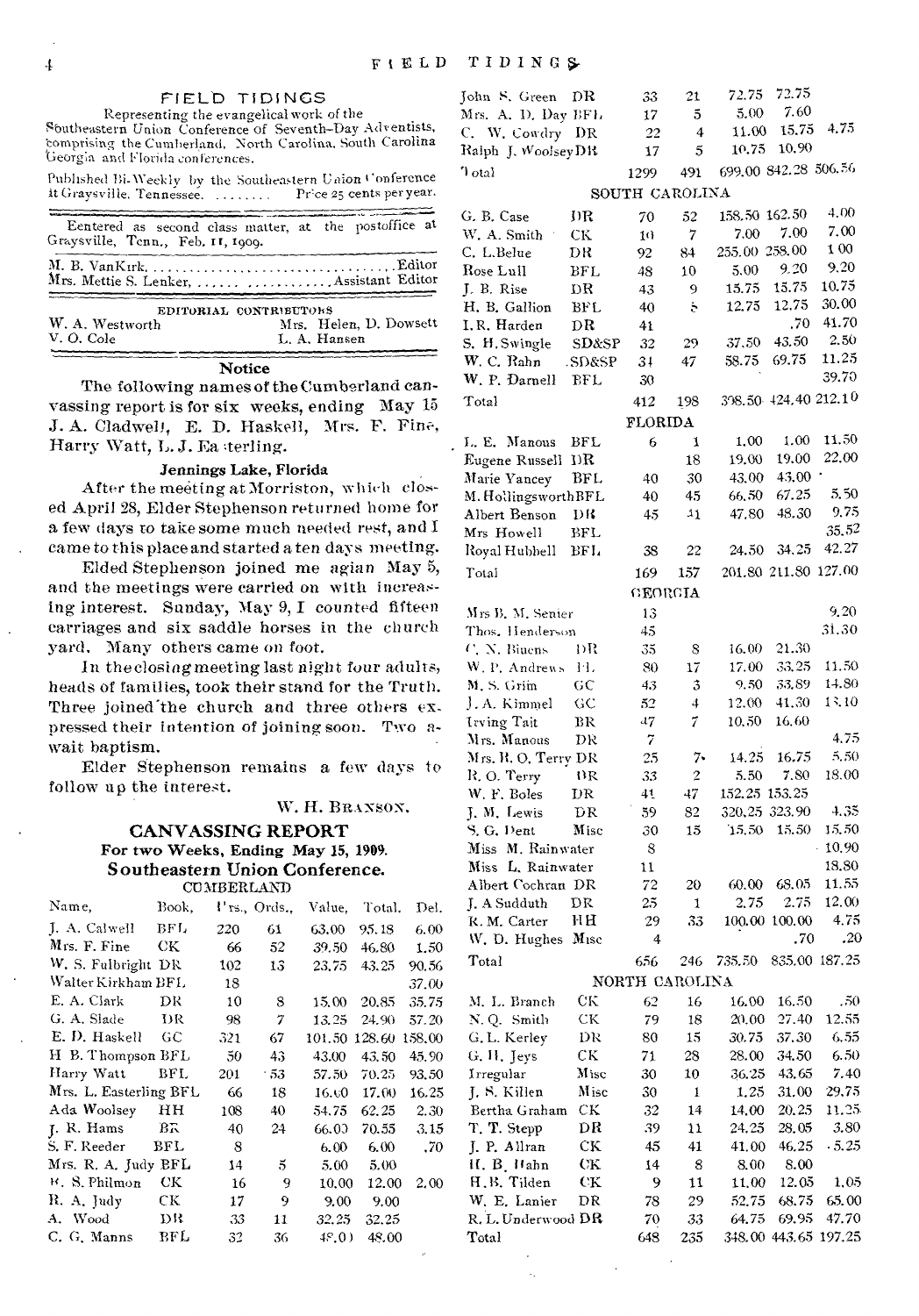## FIELD TIDINGS

Representing the evangelical work of the Southeastern Union Conference of Seventh-Day Adventists, comprising the Cumberland, North Carolina, South Carolina Georgia and Florida conferences.

Published Bi-Weekly by the Southeastern Union Conference at Graysville, Tennessee. ........ Price 25 cents per year.

Eentered as second class matter, at the postoffice at Graysville, Tenn., Feb. 11, 1909.

M. B. VanKirk, .................................. Editor
Mrs. Mettie S. Lenker, ...... ............ Assistant Editor

EDITORIAL CONTRIBUTORS

W. A. Westworth — Mrs. Helen, D. Dowsett
V. O. Cole — L. A. Hansen

### Notice

The following names of the Cumberland canvassing report is for six weeks, ending May 15 J. A. Cladwell, E. D. Haskell, Mrs. F. Fine, Harry Watt, L. J. Easterling.

### Jennings Lake, Florida

After the meeting at Morriston, which closed April 28, Elder Stephenson returned home for a few days to take some much needed rest, and I came to this place and started a ten days meeting.

Elded Stephenson joined me agian May 5, and the meetings were carried on with increasing interest. Sunday, May 9, I counted fifteen carriages and six saddle horses in the church yard. Many others came on foot.

In the closing meeting last night four adults, heads of families, took their stand for the Truth. Three joined the church and three others expressed their intention of joining soon. Two await baptism.

Elder Stephenson remains a few days to follow up the interest.

W. H. BRANSON.

## CANVASSING REPORT
### For two Weeks, Ending May 15, 1909.
### Southeastern Union Conference.

CUMBERLAND

| Name, | Book, | Hrs., | Ords., | Value, | Total. | Del. |
|---|---|---|---|---|---|---|
| J. A. Calwell | BFL | 220 | 61 | 63.00 | 95.18 | 6.00 |
| Mrs. F. Fine | CK | 66 | 52 | 39.50 | 46.80 | 1.50 |
| W. S. Fulbright | DR | 102 | 13 | 23.75 | 43.25 | 90.56 |
| Walter Kirkham | BFL | 18 | | | | 37.00 |
| E. A. Clark | DR | 10 | 8 | 15.00 | 20.85 | 35.75 |
| G. A. Slade | DR | 98 | 7 | 13.25 | 24.90 | 57.20 |
| E. D. Haskell | GC | 321 | 67 | 101.50 | 128.60 | 158.00 |
| H B. Thompson | BFL | 50 | 43 | 43.00 | 43.50 | 45.90 |
| Harry Watt | BFL | 201 | 53 | 57.50 | 70.25 | 93.50 |
| Mrs. L. Easterling | BFL | 66 | 18 | 16.00 | 17.00 | 16.25 |
| Ada Woolsey | HH | 108 | 40 | 54.75 | 62.25 | 2.30 |
| J. R. Hams | BR | 40 | 24 | 66.00 | 70.55 | 3.15 |
| S. F. Reeder | BFL | 8 | | 6.00 | 6.00 | .70 |
| Mrs. R. A. Judy | BFL | 14 | 5 | 5.00 | 5.00 | |
| R. S. Philmon | CK | 16 | 9 | 10.00 | 12.00 | 2.00 |
| R. A. Judy | CK | 17 | 9 | 9.00 | 9.00 | |
| A. Wood | DR | 33 | 11 | 32.25 | 32.25 | |
| C. G. Manns | BFL | 32 | 36 | 48.00 | 48.00 | |
| John S. Green | DR | 33 | 21 | 72.75 | 72.75 | |
| Mrs. A. D. Day | BFL | 17 | 5 | 5.00 | 7.60 | |
| C. W. Cowdry | DR | 22 | 4 | 11.00 | 15.75 | 4.75 |
| Ralph J. Woolsey | DR | 17 | 5 | 10.75 | 10.90 | |
| Total | | 1299 | 491 | 699.00 | 842.28 | 506.56 |

SOUTH CAROLINA

| Name, | Book, | Hrs., | Ords., | Value, | Total. | Del. |
|---|---|---|---|---|---|---|
| G. B. Case | DR | 70 | 52 | 158.50 | 162.50 | 4.00 |
| W. A. Smith | CK | 10 | 7 | 7.00 | 7.00 | 7.00 |
| C. L. Belue | DR | 92 | 84 | 255.00 | 258.00 | 1.00 |
| Rose Lull | BFL | 48 | 10 | 5.00 | 9.20 | 9.20 |
| J. B. Rise | DR | 43 | 9 | 15.75 | 15.75 | 10.75 |
| H. B. Gallion | BFL | 40 | 5 | 12.75 | 12.75 | 30.00 |
| I. R. Harden | DR | 41 | | | .70 | 41.70 |
| S. H. Swingle | SD&SP | 32 | 29 | 37.50 | 43.50 | 2.50 |
| W. C. Rahn | SD&SP | 31 | 47 | 58.75 | 69.75 | 11.25 |
| W. P. Darnell | BFL | 30 | | | | 39.70 |
| Total | | 412 | 198 | 398.50 | 424.40 | 212.10 |

FLORIDA

| Name, | Book, | Hrs., | Ords., | Value, | Total. | Del. |
|---|---|---|---|---|---|---|
| L. E. Manous | BFL | 6 | 1 | 1.00 | 1.00 | 11.50 |
| Eugene Russell | DR | | 18 | 19.00 | 19.00 | 22.00 |
| Marie Yancey | BFL | 40 | 30 | 43.00 | 43.00 | |
| M. Hollingsworth | BFL | 40 | 45 | 66.50 | 67.25 | 5.50 |
| Albert Benson | DR | 45 | 41 | 47.80 | 48.30 | 9.75 |
| Mrs Howell | BFL | | | | | 35.52 |
| Royal Hubbell | BFL | 38 | 22 | 24.50 | 34.25 | 42.27 |
| Total | | 169 | 157 | 201.80 | 211.80 | 127.00 |

GEORGIA

| Name, | Book, | Hrs., | Ords., | Value, | Total. | Del. |
|---|---|---|---|---|---|---|
| Mrs B. M. Senier | | 13 | | | | 9.20 |
| Thos. Henderson | | 45 | | | | 31.30 |
| C. N. Bivens | DR | 35 | 8 | 16.00 | 21.30 | |
| W. P. Andrews | BL | 80 | 17 | 17.00 | 33.25 | 11.50 |
| M. S. Grim | GC | 43 | 3 | 9.50 | 33.89 | 14.80 |
| J. A. Kimmel | GC | 52 | 4 | 12.00 | 41.30 | 13.10 |
| Irving Tait | BR | 47 | 7 | 10.50 | 16.60 | |
| Mrs. Manous | DR | 7 | | | | 4.75 |
| Mrs. R. O. Terry | DR | 25 | 7 | 14.25 | 16.75 | 5.50 |
| R. O. Terry | DR | 33 | 2 | 5.50 | 7.80 | 18.00 |
| W. F. Boles | DR | 41 | 47 | 152.25 | 153.25 | |
| J. M. Lewis | DR | 59 | 82 | 320.25 | 323.90 | 4.35 |
| S. G. Dent | Misc | 30 | 15 | 15.50 | 15.50 | 15.50 |
| Miss M. Rainwater | | 8 | | | | 10.90 |
| Miss L. Rainwater | | 11 | | | | 18.80 |
| Albert Cochran | DR | 72 | 20 | 60.00 | 68.05 | 11.55 |
| J. A Sudduth | DR | 25 | 1 | 2.75 | 2.75 | 12.00 |
| R. M. Carter | HH | 29 | 33 | 100.00 | 100.00 | 4.75 |
| W. D. Hughes | Misc | 4 | | | .70 | .20 |
| Total | | 656 | 246 | 735.50 | 835.00 | 187.25 |

NORTH CAROLINA

| Name, | Book, | Hrs., | Ords., | Value, | Total. | Del. |
|---|---|---|---|---|---|---|
| M. L. Branch | CK | 62 | 16 | 16.00 | 16.50 | .50 |
| N. Q. Smith | CK | 79 | 18 | 20.00 | 27.40 | 12.55 |
| G. L. Kerley | DR | 80 | 15 | 30.75 | 37.30 | 6.55 |
| G. H. Jeys | CK | 71 | 28 | 28.00 | 34.50 | 6.50 |
| Irregular | Misc | 30 | 10 | 36.25 | 43.65 | 7.40 |
| J. S. Killen | Misc | 30 | 1 | 1.25 | 31.00 | 29.75 |
| Bertha Graham | CK | 32 | 14 | 14.00 | 20.25 | 11.25 |
| T. T. Stepp | DR | 39 | 11 | 24.25 | 28.05 | 3.80 |
| J. P. Allran | CK | 45 | 41 | 41.00 | 46.25 | 5.25 |
| H. B. Hahn | CK | 14 | 8 | 8.00 | 8.00 | |
| H. B. Tilden | CK | 9 | 11 | 11.00 | 12.05 | 1.05 |
| W. E. Lanier | DR | 78 | 29 | 52.75 | 68.75 | 65.00 |
| R. L. Underwood | DR | 70 | 33 | 64.75 | 69.95 | 47.70 |
| Total | | 648 | 235 | 348.00 | 443.65 | 197.25 |